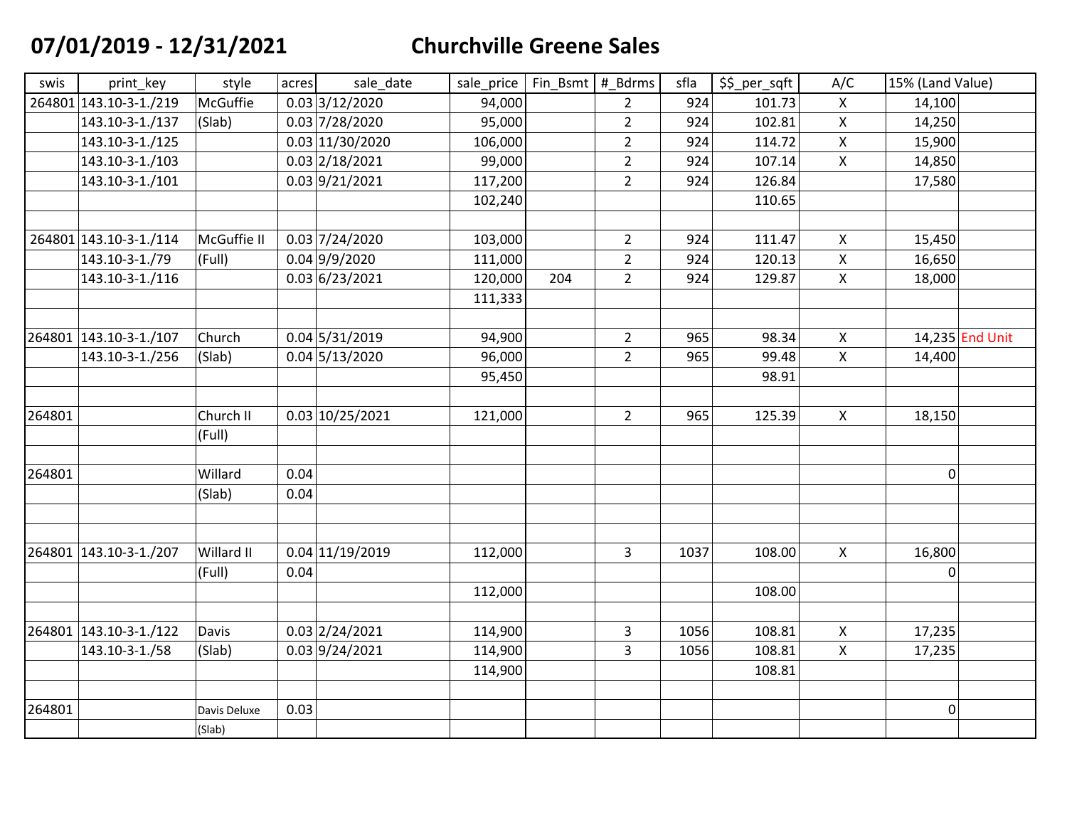# 07/01/2019 - 12/31/2021 Churchville Greene Sales

| swis | print_key | style | acres | sale_date | sale_price | Fin_Bsmt | #_Bdrms | sfla | $$_per_sqft | A/C | 15% (Land Value) | |
|---|---|---|---|---|---|---|---|---|---|---|---|---|
| 264801 | 143.10-3-1./219 | McGuffie | 0.03 | 3/12/2020 | 94,000 | | 2 | 924 | 101.73 | X | 14,100 | |
| | 143.10-3-1./137 | (Slab) | 0.03 | 7/28/2020 | 95,000 | | 2 | 924 | 102.81 | X | 14,250 | |
| | 143.10-3-1./125 | | 0.03 | 11/30/2020 | 106,000 | | 2 | 924 | 114.72 | X | 15,900 | |
| | 143.10-3-1./103 | | 0.03 | 2/18/2021 | 99,000 | | 2 | 924 | 107.14 | X | 14,850 | |
| | 143.10-3-1./101 | | 0.03 | 9/21/2021 | 117,200 | | 2 | 924 | 126.84 | | 17,580 | |
| | | | | | 102,240 | | | | 110.65 | | | |
| | | | | | | | | | | | | |
| 264801 | 143.10-3-1./114 | McGuffie II | 0.03 | 7/24/2020 | 103,000 | | 2 | 924 | 111.47 | X | 15,450 | |
| | 143.10-3-1./79 | (Full) | 0.04 | 9/9/2020 | 111,000 | | 2 | 924 | 120.13 | X | 16,650 | |
| | 143.10-3-1./116 | | 0.03 | 6/23/2021 | 120,000 | 204 | 2 | 924 | 129.87 | X | 18,000 | |
| | | | | | 111,333 | | | | | | | |
| | | | | | | | | | | | | |
| 264801 | 143.10-3-1./107 | Church | 0.04 | 5/31/2019 | 94,900 | | 2 | 965 | 98.34 | X | 14,235 | End Unit |
| | 143.10-3-1./256 | (Slab) | 0.04 | 5/13/2020 | 96,000 | | 2 | 965 | 99.48 | X | 14,400 | |
| | | | | | 95,450 | | | | 98.91 | | | |
| | | | | | | | | | | | | |
| 264801 | | Church II | 0.03 | 10/25/2021 | 121,000 | | 2 | 965 | 125.39 | X | 18,150 | |
| | | (Full) | | | | | | | | | | |
| | | | | | | | | | | | | |
| 264801 | | Willard | 0.04 | | | | | | | | 0 | |
| | | (Slab) | 0.04 | | | | | | | | | |
| | | | | | | | | | | | | |
| | | | | | | | | | | | | |
| 264801 | 143.10-3-1./207 | Willard II | 0.04 | 11/19/2019 | 112,000 | | 3 | 1037 | 108.00 | X | 16,800 | |
| | | (Full) | 0.04 | | | | | | | | 0 | |
| | | | | | 112,000 | | | | 108.00 | | | |
| | | | | | | | | | | | | |
| 264801 | 143.10-3-1./122 | Davis | 0.03 | 2/24/2021 | 114,900 | | 3 | 1056 | 108.81 | X | 17,235 | |
| | 143.10-3-1./58 | (Slab) | 0.03 | 9/24/2021 | 114,900 | | 3 | 1056 | 108.81 | X | 17,235 | |
| | | | | | 114,900 | | | | 108.81 | | | |
| | | | | | | | | | | | | |
| 264801 | | Davis Deluxe | 0.03 | | | | | | | | 0 | |
| | | (Slab) | | | | | | | | | | |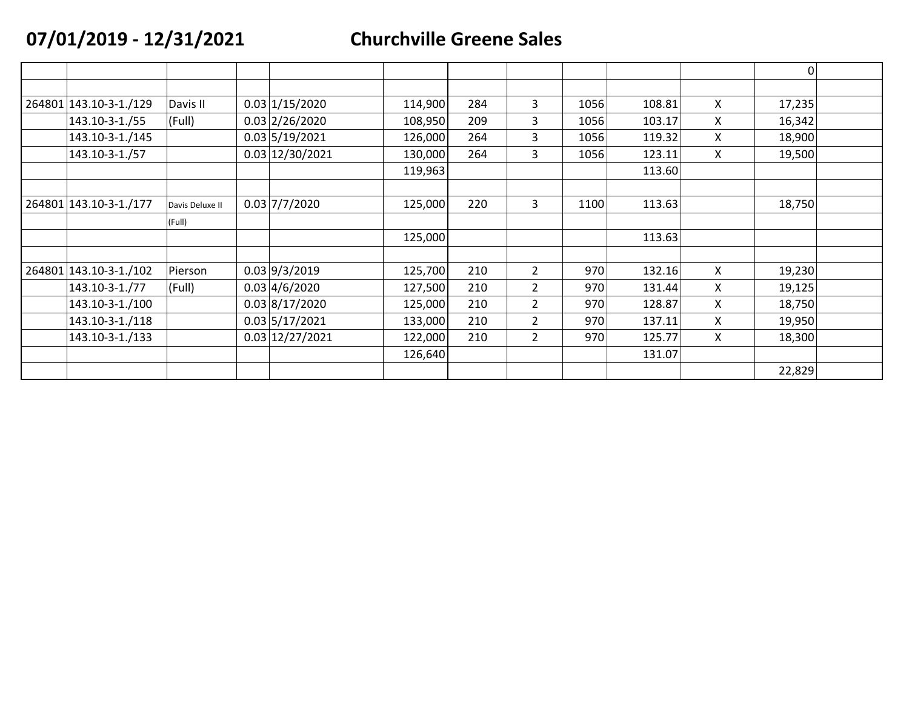**07/01/2019 - 12/31/2021 Churchville Greene Sales**

| | | | | | | | | | | | | |
|---|---|---|---|---|---|---|---|---|---|---|---|---|
| | | | | | | | | | | | 0 | |
| | | | | | | | | | | | | |
| 264801 | 143.10-3-1./129 | Davis II | 0.03 | 1/15/2020 | 114,900 | 284 | 3 | 1056 | 108.81 | X | 17,235 | |
| | 143.10-3-1./55 | (Full) | 0.03 | 2/26/2020 | 108,950 | 209 | 3 | 1056 | 103.17 | X | 16,342 | |
| | 143.10-3-1./145 | | 0.03 | 5/19/2021 | 126,000 | 264 | 3 | 1056 | 119.32 | X | 18,900 | |
| | 143.10-3-1./57 | | 0.03 | 12/30/2021 | 130,000 | 264 | 3 | 1056 | 123.11 | X | 19,500 | |
| | | | | | 119,963 | | | | 113.60 | | | |
| | | | | | | | | | | | | |
| 264801 | 143.10-3-1./177 | Davis Deluxe II | 0.03 | 7/7/2020 | 125,000 | 220 | 3 | 1100 | 113.63 | | 18,750 | |
| | | (Full) | | | | | | | | | | |
| | | | | | 125,000 | | | | 113.63 | | | |
| | | | | | | | | | | | | |
| 264801 | 143.10-3-1./102 | Pierson | 0.03 | 9/3/2019 | 125,700 | 210 | 2 | 970 | 132.16 | X | 19,230 | |
| | 143.10-3-1./77 | (Full) | 0.03 | 4/6/2020 | 127,500 | 210 | 2 | 970 | 131.44 | X | 19,125 | |
| | 143.10-3-1./100 | | 0.03 | 8/17/2020 | 125,000 | 210 | 2 | 970 | 128.87 | X | 18,750 | |
| | 143.10-3-1./118 | | 0.03 | 5/17/2021 | 133,000 | 210 | 2 | 970 | 137.11 | X | 19,950 | |
| | 143.10-3-1./133 | | 0.03 | 12/27/2021 | 122,000 | 210 | 2 | 970 | 125.77 | X | 18,300 | |
| | | | | | 126,640 | | | | 131.07 | | | |
| | | | | | | | | | | | 22,829 | |